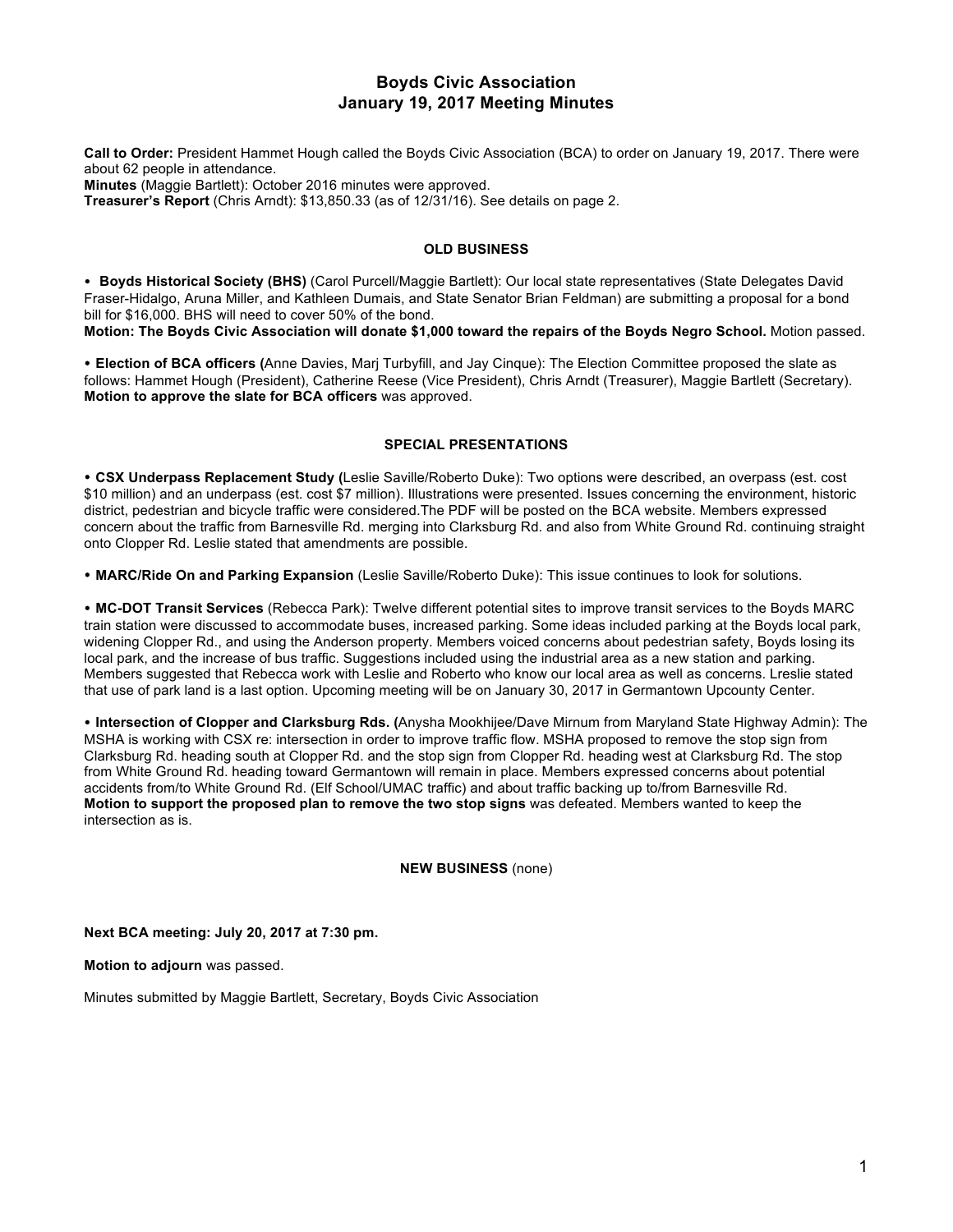# Boyds Civic Association
## January 19, 2017 Meeting Minutes

**Call to Order:** President Hammet Hough called the Boyds Civic Association (BCA) to order on January 19, 2017. There were about 62 people in attendance.
**Minutes** (Maggie Bartlett): October 2016 minutes were approved.
**Treasurer's Report** (Chris Arndt): $13,850.33 (as of 12/31/16). See details on page 2.

### OLD BUSINESS

- **Boyds Historical Society (BHS)** (Carol Purcell/Maggie Bartlett): Our local state representatives (State Delegates David Fraser-Hidalgo, Aruna Miller, and Kathleen Dumais, and State Senator Brian Feldman) are submitting a proposal for a bond bill for $16,000. BHS will need to cover 50% of the bond.

**Motion: The Boyds Civic Association will donate $1,000 toward the repairs of the Boyds Negro School.** Motion passed.

- **Election of BCA officers (**Anne Davies, Marj Turbyfill, and Jay Cinque): The Election Committee proposed the slate as follows: Hammet Hough (President), Catherine Reese (Vice President), Chris Arndt (Treasurer), Maggie Bartlett (Secretary). **Motion to approve the slate for BCA officers** was approved.

### SPECIAL PRESENTATIONS

- **CSX Underpass Replacement Study (**Leslie Saville/Roberto Duke): Two options were described, an overpass (est. cost $10 million) and an underpass (est. cost $7 million). Illustrations were presented. Issues concerning the environment, historic district, pedestrian and bicycle traffic were considered.The PDF will be posted on the BCA website. Members expressed concern about the traffic from Barnesville Rd. merging into Clarksburg Rd. and also from White Ground Rd. continuing straight onto Clopper Rd. Leslie stated that amendments are possible.

- **MARC/Ride On and Parking Expansion** (Leslie Saville/Roberto Duke): This issue continues to look for solutions.

- **MC-DOT Transit Services** (Rebecca Park): Twelve different potential sites to improve transit services to the Boyds MARC train station were discussed to accommodate buses, increased parking. Some ideas included parking at the Boyds local park, widening Clopper Rd., and using the Anderson property. Members voiced concerns about pedestrian safety, Boyds losing its local park, and the increase of bus traffic. Suggestions included using the industrial area as a new station and parking. Members suggested that Rebecca work with Leslie and Roberto who know our local area as well as concerns. Lreslie stated that use of park land is a last option. Upcoming meeting will be on January 30, 2017 in Germantown Upcounty Center.

- **Intersection of Clopper and Clarksburg Rds. (**Anysha Mookhijee/Dave Mirnum from Maryland State Highway Admin): The MSHA is working with CSX re: intersection in order to improve traffic flow. MSHA proposed to remove the stop sign from Clarksburg Rd. heading south at Clopper Rd. and the stop sign from Clopper Rd. heading west at Clarksburg Rd. The stop from White Ground Rd. heading toward Germantown will remain in place. Members expressed concerns about potential accidents from/to White Ground Rd. (Elf School/UMAC traffic) and about traffic backing up to/from Barnesville Rd.

**Motion to support the proposed plan to remove the two stop signs** was defeated. Members wanted to keep the intersection as is.

### NEW BUSINESS (none)

**Next BCA meeting: July 20, 2017 at 7:30 pm.**

**Motion to adjourn** was passed.

Minutes submitted by Maggie Bartlett, Secretary, Boyds Civic Association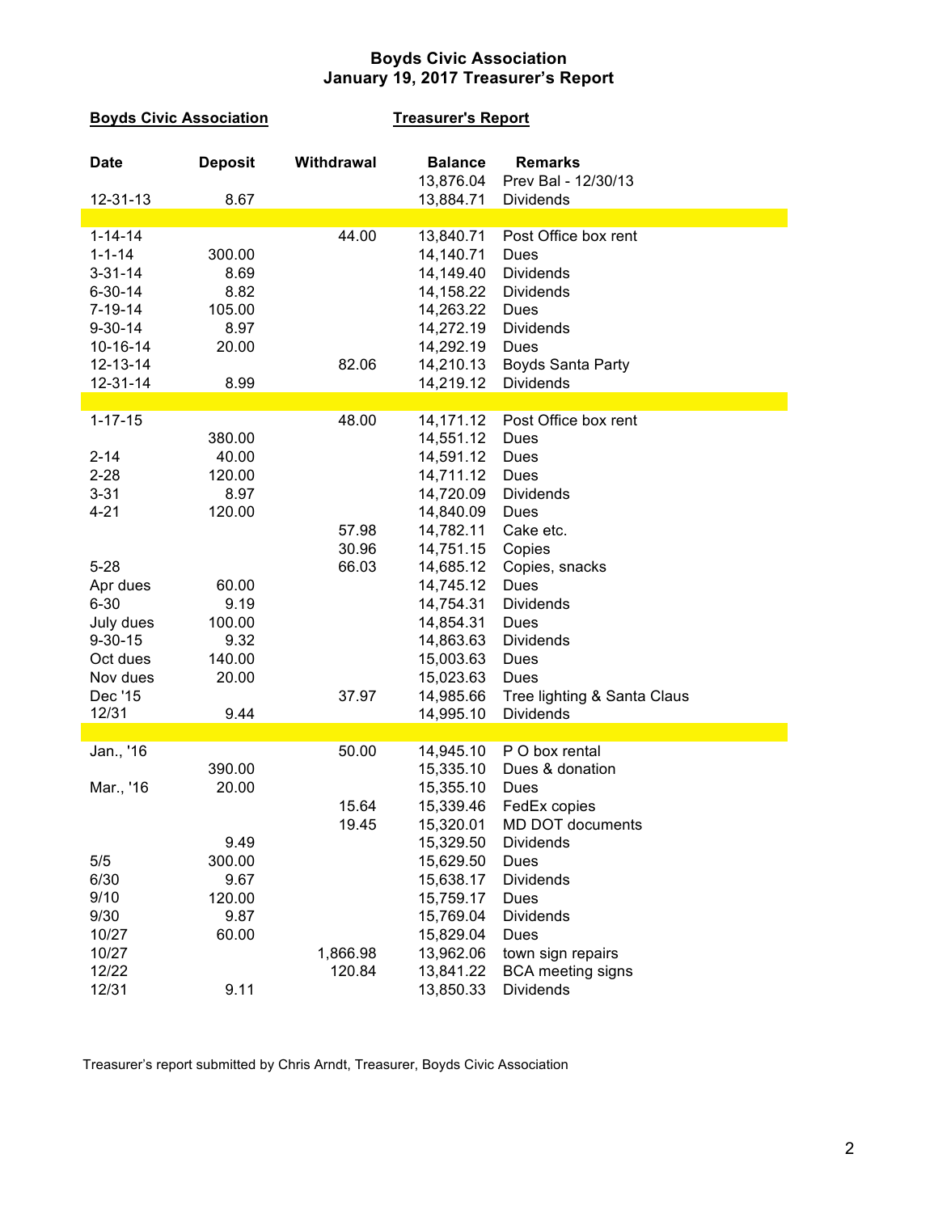# Boyds Civic Association
## January 19, 2017 Treasurer's Report

**Boyds Civic Association** **Treasurer's Report**

| Date | Deposit | Withdrawal | Balance | Remarks |
|---|---|---|---|---|
| | | | 13,876.04 | Prev Bal - 12/30/13 |
| 12-31-13 | 8.67 | | 13,884.71 | Dividends |
| | | | | |
| 1-14-14 | | 44.00 | 13,840.71 | Post Office box rent |
| 1-1-14 | 300.00 | | 14,140.71 | Dues |
| 3-31-14 | 8.69 | | 14,149.40 | Dividends |
| 6-30-14 | 8.82 | | 14,158.22 | Dividends |
| 7-19-14 | 105.00 | | 14,263.22 | Dues |
| 9-30-14 | 8.97 | | 14,272.19 | Dividends |
| 10-16-14 | 20.00 | | 14,292.19 | Dues |
| 12-13-14 | | 82.06 | 14,210.13 | Boyds Santa Party |
| 12-31-14 | 8.99 | | 14,219.12 | Dividends |
| | | | | |
| 1-17-15 | | 48.00 | 14,171.12 | Post Office box rent |
| | 380.00 | | 14,551.12 | Dues |
| 2-14 | 40.00 | | 14,591.12 | Dues |
| 2-28 | 120.00 | | 14,711.12 | Dues |
| 3-31 | 8.97 | | 14,720.09 | Dividends |
| 4-21 | 120.00 | | 14,840.09 | Dues |
| | | 57.98 | 14,782.11 | Cake etc. |
| | | 30.96 | 14,751.15 | Copies |
| 5-28 | | 66.03 | 14,685.12 | Copies, snacks |
| Apr dues | 60.00 | | 14,745.12 | Dues |
| 6-30 | 9.19 | | 14,754.31 | Dividends |
| July dues | 100.00 | | 14,854.31 | Dues |
| 9-30-15 | 9.32 | | 14,863.63 | Dividends |
| Oct dues | 140.00 | | 15,003.63 | Dues |
| Nov dues | 20.00 | | 15,023.63 | Dues |
| Dec '15 | | 37.97 | 14,985.66 | Tree lighting & Santa Claus |
| 12/31 | 9.44 | | 14,995.10 | Dividends |
| | | | | |
| Jan., '16 | | 50.00 | 14,945.10 | P O box rental |
| | 390.00 | | 15,335.10 | Dues & donation |
| Mar., '16 | 20.00 | | 15,355.10 | Dues |
| | | 15.64 | 15,339.46 | FedEx copies |
| | | 19.45 | 15,320.01 | MD DOT documents |
| | 9.49 | | 15,329.50 | Dividends |
| 5/5 | 300.00 | | 15,629.50 | Dues |
| 6/30 | 9.67 | | 15,638.17 | Dividends |
| 9/10 | 120.00 | | 15,759.17 | Dues |
| 9/30 | 9.87 | | 15,769.04 | Dividends |
| 10/27 | 60.00 | | 15,829.04 | Dues |
| 10/27 | | 1,866.98 | 13,962.06 | town sign repairs |
| 12/22 | | 120.84 | 13,841.22 | BCA meeting signs |
| 12/31 | 9.11 | | 13,850.33 | Dividends |

Treasurer's report submitted by Chris Arndt, Treasurer, Boyds Civic Association